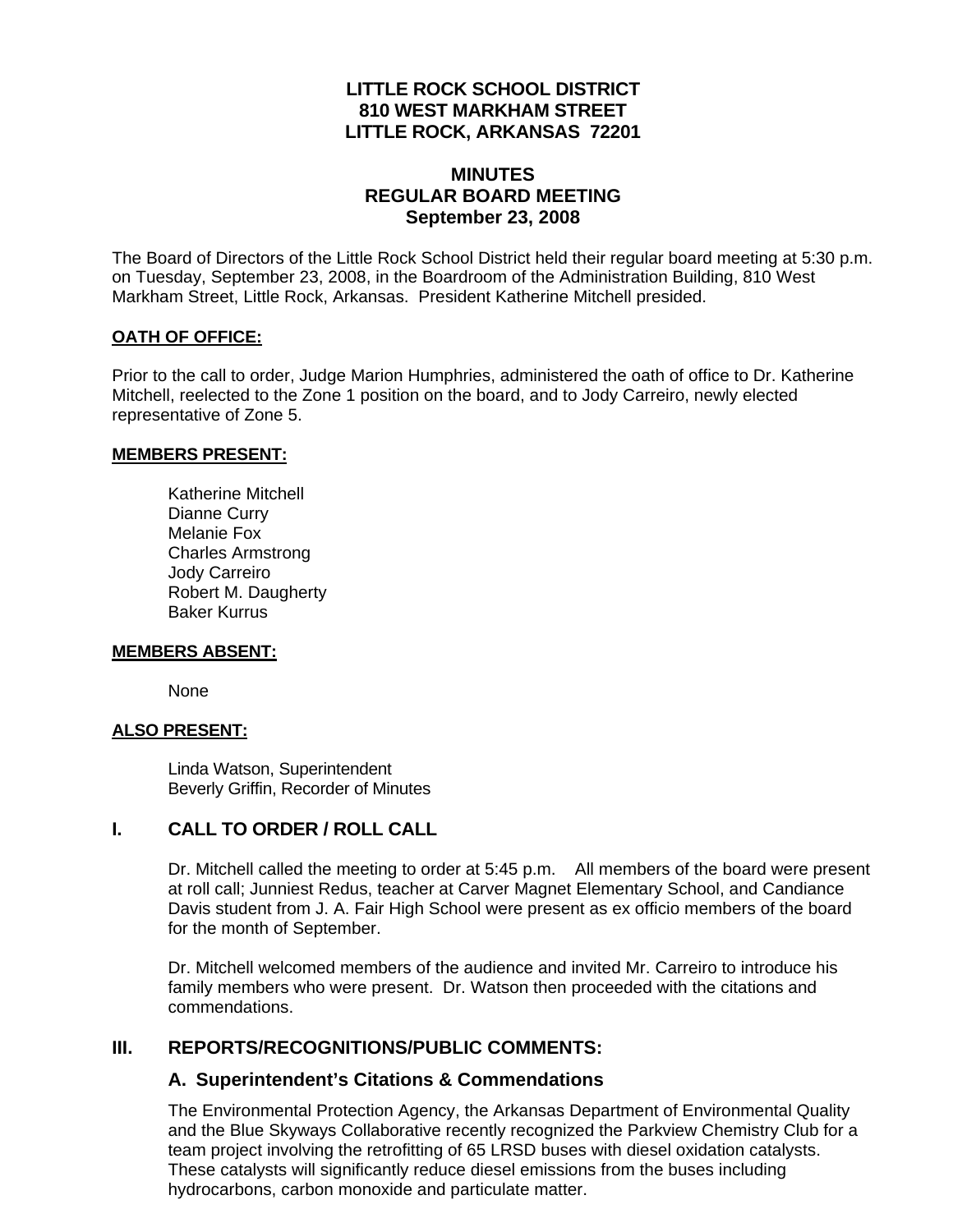# LITTLE ROCK SCHOOL DISTRICT
# 810 WEST MARKHAM STREET
# LITTLE ROCK, ARKANSAS 72201

## MINUTES
## REGULAR BOARD MEETING
## September 23, 2008

The Board of Directors of the Little Rock School District held their regular board meeting at 5:30 p.m. on Tuesday, September 23, 2008, in the Boardroom of the Administration Building, 810 West Markham Street, Little Rock, Arkansas. President Katherine Mitchell presided.

**OATH OF OFFICE:**

Prior to the call to order, Judge Marion Humphries, administered the oath of office to Dr. Katherine Mitchell, reelected to the Zone 1 position on the board, and to Jody Carreiro, newly elected representative of Zone 5.

**MEMBERS PRESENT:**

Katherine Mitchell
Dianne Curry
Melanie Fox
Charles Armstrong
Jody Carreiro
Robert M. Daugherty
Baker Kurrus

**MEMBERS ABSENT:**

None

**ALSO PRESENT:**

Linda Watson, Superintendent
Beverly Griffin, Recorder of Minutes

## I. CALL TO ORDER / ROLL CALL

Dr. Mitchell called the meeting to order at 5:45 p.m. All members of the board were present at roll call; Junniest Redus, teacher at Carver Magnet Elementary School, and Candiance Davis student from J. A. Fair High School were present as ex officio members of the board for the month of September.

Dr. Mitchell welcomed members of the audience and invited Mr. Carreiro to introduce his family members who were present. Dr. Watson then proceeded with the citations and commendations.

## III. REPORTS/RECOGNITIONS/PUBLIC COMMENTS:

### A. Superintendent's Citations & Commendations

The Environmental Protection Agency, the Arkansas Department of Environmental Quality and the Blue Skyways Collaborative recently recognized the Parkview Chemistry Club for a team project involving the retrofitting of 65 LRSD buses with diesel oxidation catalysts. These catalysts will significantly reduce diesel emissions from the buses including hydrocarbons, carbon monoxide and particulate matter.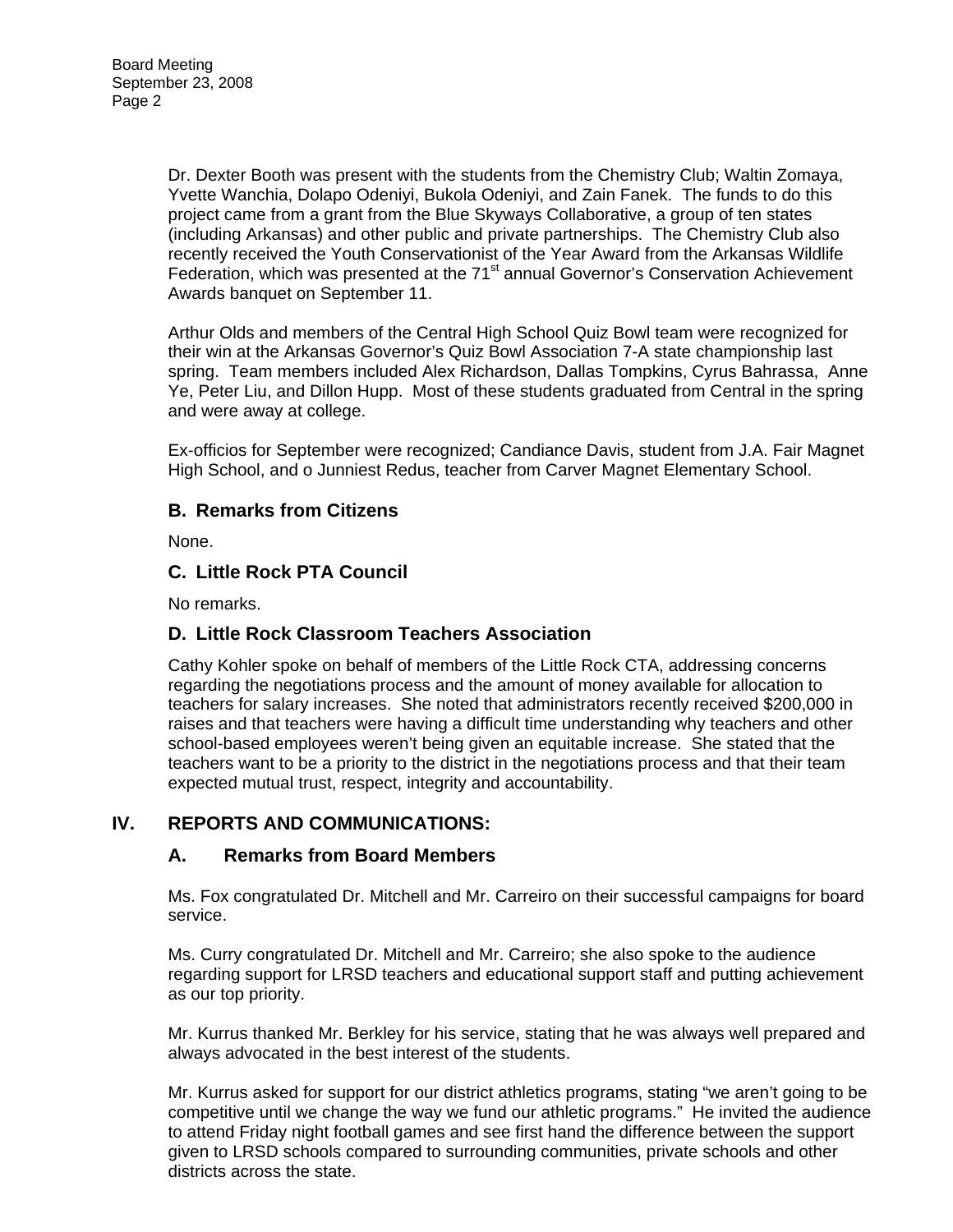Dr. Dexter Booth was present with the students from the Chemistry Club; Waltin Zomaya, Yvette Wanchia, Dolapo Odeniyi, Bukola Odeniyi, and Zain Fanek. The funds to do this project came from a grant from the Blue Skyways Collaborative, a group of ten states (including Arkansas) and other public and private partnerships. The Chemistry Club also recently received the Youth Conservationist of the Year Award from the Arkansas Wildlife Federation, which was presented at the 71st annual Governor's Conservation Achievement Awards banquet on September 11.

Arthur Olds and members of the Central High School Quiz Bowl team were recognized for their win at the Arkansas Governor's Quiz Bowl Association 7-A state championship last spring. Team members included Alex Richardson, Dallas Tompkins, Cyrus Bahrassa, Anne Ye, Peter Liu, and Dillon Hupp. Most of these students graduated from Central in the spring and were away at college.

Ex-officios for September were recognized; Candiance Davis, student from J.A. Fair Magnet High School, and o Junniest Redus, teacher from Carver Magnet Elementary School.

### B. Remarks from Citizens

None.

### C. Little Rock PTA Council

No remarks.

### D. Little Rock Classroom Teachers Association

Cathy Kohler spoke on behalf of members of the Little Rock CTA, addressing concerns regarding the negotiations process and the amount of money available for allocation to teachers for salary increases. She noted that administrators recently received $200,000 in raises and that teachers were having a difficult time understanding why teachers and other school-based employees weren't being given an equitable increase. She stated that the teachers want to be a priority to the district in the negotiations process and that their team expected mutual trust, respect, integrity and accountability.

## IV. REPORTS AND COMMUNICATIONS:

### A. Remarks from Board Members

Ms. Fox congratulated Dr. Mitchell and Mr. Carreiro on their successful campaigns for board service.

Ms. Curry congratulated Dr. Mitchell and Mr. Carreiro; she also spoke to the audience regarding support for LRSD teachers and educational support staff and putting achievement as our top priority.

Mr. Kurrus thanked Mr. Berkley for his service, stating that he was always well prepared and always advocated in the best interest of the students.

Mr. Kurrus asked for support for our district athletics programs, stating "we aren't going to be competitive until we change the way we fund our athletic programs." He invited the audience to attend Friday night football games and see first hand the difference between the support given to LRSD schools compared to surrounding communities, private schools and other districts across the state.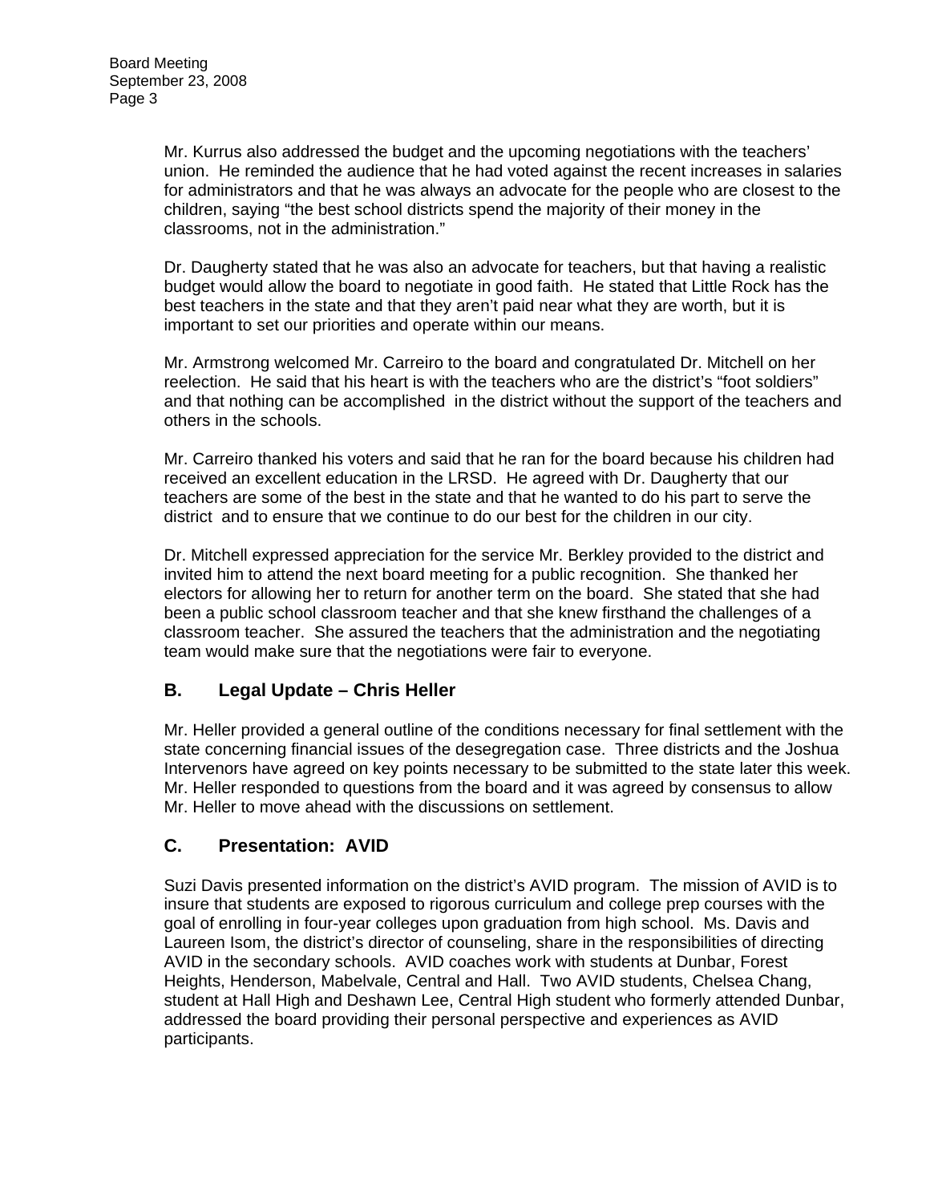Mr. Kurrus also addressed the budget and the upcoming negotiations with the teachers' union. He reminded the audience that he had voted against the recent increases in salaries for administrators and that he was always an advocate for the people who are closest to the children, saying "the best school districts spend the majority of their money in the classrooms, not in the administration."

Dr. Daugherty stated that he was also an advocate for teachers, but that having a realistic budget would allow the board to negotiate in good faith. He stated that Little Rock has the best teachers in the state and that they aren't paid near what they are worth, but it is important to set our priorities and operate within our means.

Mr. Armstrong welcomed Mr. Carreiro to the board and congratulated Dr. Mitchell on her reelection. He said that his heart is with the teachers who are the district's "foot soldiers" and that nothing can be accomplished in the district without the support of the teachers and others in the schools.

Mr. Carreiro thanked his voters and said that he ran for the board because his children had received an excellent education in the LRSD. He agreed with Dr. Daugherty that our teachers are some of the best in the state and that he wanted to do his part to serve the district and to ensure that we continue to do our best for the children in our city.

Dr. Mitchell expressed appreciation for the service Mr. Berkley provided to the district and invited him to attend the next board meeting for a public recognition. She thanked her electors for allowing her to return for another term on the board. She stated that she had been a public school classroom teacher and that she knew firsthand the challenges of a classroom teacher. She assured the teachers that the administration and the negotiating team would make sure that the negotiations were fair to everyone.

## B. Legal Update – Chris Heller

Mr. Heller provided a general outline of the conditions necessary for final settlement with the state concerning financial issues of the desegregation case. Three districts and the Joshua Intervenors have agreed on key points necessary to be submitted to the state later this week. Mr. Heller responded to questions from the board and it was agreed by consensus to allow Mr. Heller to move ahead with the discussions on settlement.

## C. Presentation: AVID

Suzi Davis presented information on the district's AVID program. The mission of AVID is to insure that students are exposed to rigorous curriculum and college prep courses with the goal of enrolling in four-year colleges upon graduation from high school. Ms. Davis and Laureen Isom, the district's director of counseling, share in the responsibilities of directing AVID in the secondary schools. AVID coaches work with students at Dunbar, Forest Heights, Henderson, Mabelvale, Central and Hall. Two AVID students, Chelsea Chang, student at Hall High and Deshawn Lee, Central High student who formerly attended Dunbar, addressed the board providing their personal perspective and experiences as AVID participants.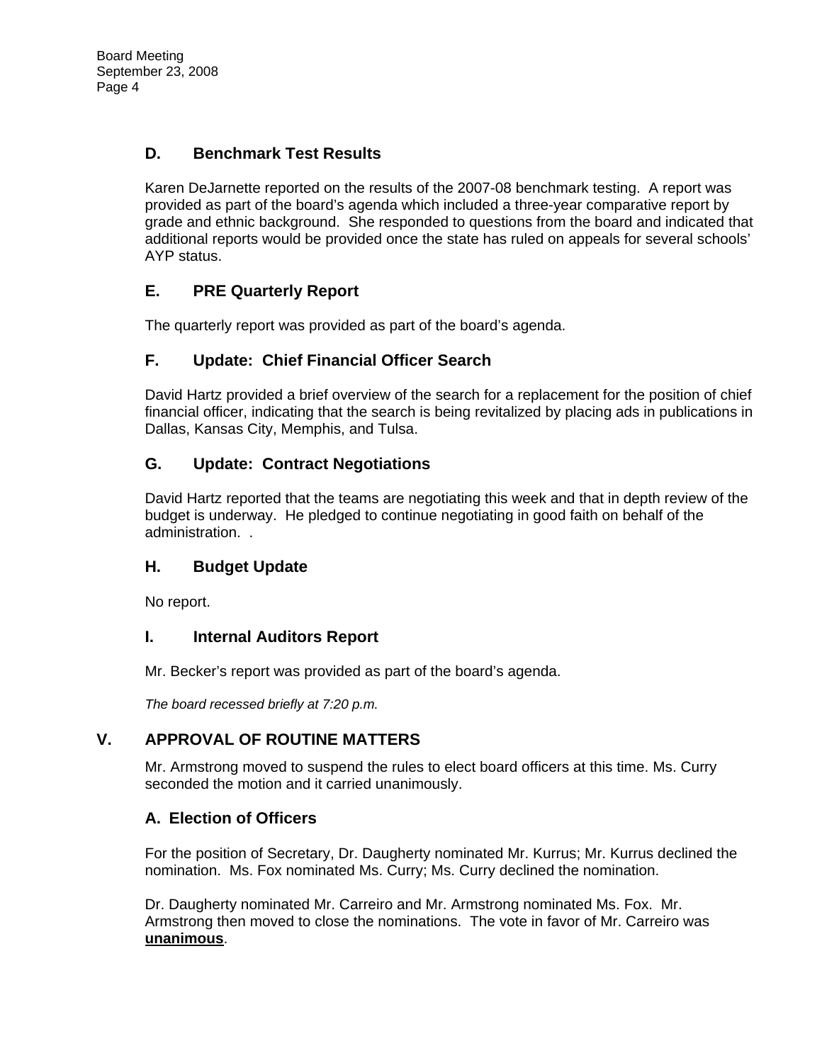### D. Benchmark Test Results

Karen DeJarnette reported on the results of the 2007-08 benchmark testing. A report was provided as part of the board's agenda which included a three-year comparative report by grade and ethnic background. She responded to questions from the board and indicated that additional reports would be provided once the state has ruled on appeals for several schools' AYP status.

### E. PRE Quarterly Report

The quarterly report was provided as part of the board's agenda.

### F. Update: Chief Financial Officer Search

David Hartz provided a brief overview of the search for a replacement for the position of chief financial officer, indicating that the search is being revitalized by placing ads in publications in Dallas, Kansas City, Memphis, and Tulsa.

### G. Update: Contract Negotiations

David Hartz reported that the teams are negotiating this week and that in depth review of the budget is underway. He pledged to continue negotiating in good faith on behalf of the administration. .

### H. Budget Update

No report.

### I. Internal Auditors Report

Mr. Becker's report was provided as part of the board's agenda.

*The board recessed briefly at 7:20 p.m.*

## V. APPROVAL OF ROUTINE MATTERS

Mr. Armstrong moved to suspend the rules to elect board officers at this time. Ms. Curry seconded the motion and it carried unanimously.

### A. Election of Officers

For the position of Secretary, Dr. Daugherty nominated Mr. Kurrus; Mr. Kurrus declined the nomination. Ms. Fox nominated Ms. Curry; Ms. Curry declined the nomination.

Dr. Daugherty nominated Mr. Carreiro and Mr. Armstrong nominated Ms. Fox. Mr. Armstrong then moved to close the nominations. The vote in favor of Mr. Carreiro was **unanimous**.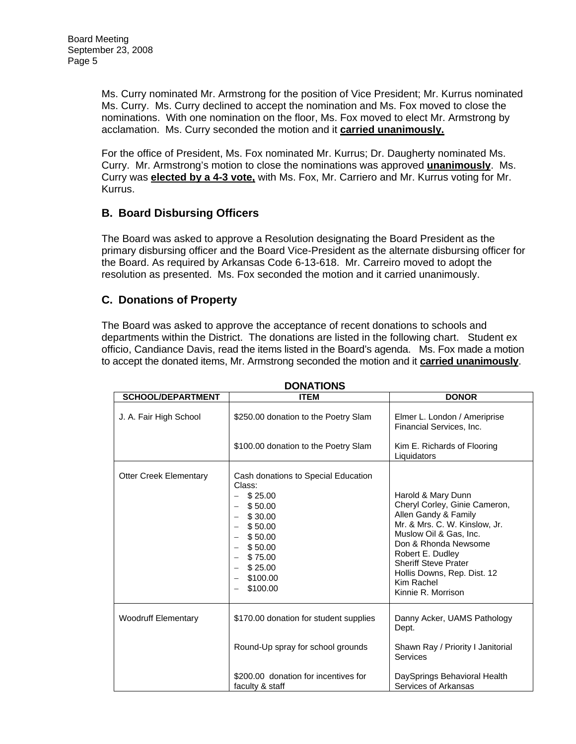Ms. Curry nominated Mr. Armstrong for the position of Vice President; Mr. Kurrus nominated Ms. Curry. Ms. Curry declined to accept the nomination and Ms. Fox moved to close the nominations. With one nomination on the floor, Ms. Fox moved to elect Mr. Armstrong by acclamation. Ms. Curry seconded the motion and it **carried unanimously.**

For the office of President, Ms. Fox nominated Mr. Kurrus; Dr. Daugherty nominated Ms. Curry. Mr. Armstrong's motion to close the nominations was approved **unanimously**. Ms. Curry was **elected by a 4-3 vote,** with Ms. Fox, Mr. Carriero and Mr. Kurrus voting for Mr. Kurrus.

## B. Board Disbursing Officers

The Board was asked to approve a Resolution designating the Board President as the primary disbursing officer and the Board Vice-President as the alternate disbursing officer for the Board. As required by Arkansas Code 6-13-618. Mr. Carreiro moved to adopt the resolution as presented. Ms. Fox seconded the motion and it carried unanimously.

## C. Donations of Property

The Board was asked to approve the acceptance of recent donations to schools and departments within the District. The donations are listed in the following chart. Student ex officio, Candiance Davis, read the items listed in the Board's agenda. Ms. Fox made a motion to accept the donated items, Mr. Armstrong seconded the motion and it **carried unanimously**.

**DONATIONS**

| SCHOOL/DEPARTMENT | ITEM | DONOR |
|---|---|---|
| J. A. Fair High School | $250.00 donation to the Poetry Slam | Elmer L. London / Ameriprise Financial Services, Inc. |
| | $100.00 donation to the Poetry Slam | Kim E. Richards of Flooring Liquidators |
| Otter Creek Elementary | Cash donations to Special Education Class: | |
| | – $ 25.00 | Harold & Mary Dunn |
| | – $ 50.00 | Cheryl Corley, Ginie Cameron, Allen Gandy & Family |
| | – $ 30.00 | Mr. & Mrs. C. W. Kinslow, Jr. |
| | – $ 50.00 | Muslow Oil & Gas, Inc. |
| | – $ 50.00 | Don & Rhonda Newsome |
| | – $ 50.00 | Robert E. Dudley |
| | – $ 75.00 | Sheriff Steve Prater |
| | – $ 25.00 | Hollis Downs, Rep. Dist. 12 |
| | – $100.00 | Kim Rachel |
| | – $100.00 | Kinnie R. Morrison |
| Woodruff Elementary | $170.00 donation for student supplies | Danny Acker, UAMS Pathology Dept. |
| | Round-Up spray for school grounds | Shawn Ray / Priority I Janitorial Services |
| | $200.00 donation for incentives for faculty & staff | DaySprings Behavioral Health Services of Arkansas |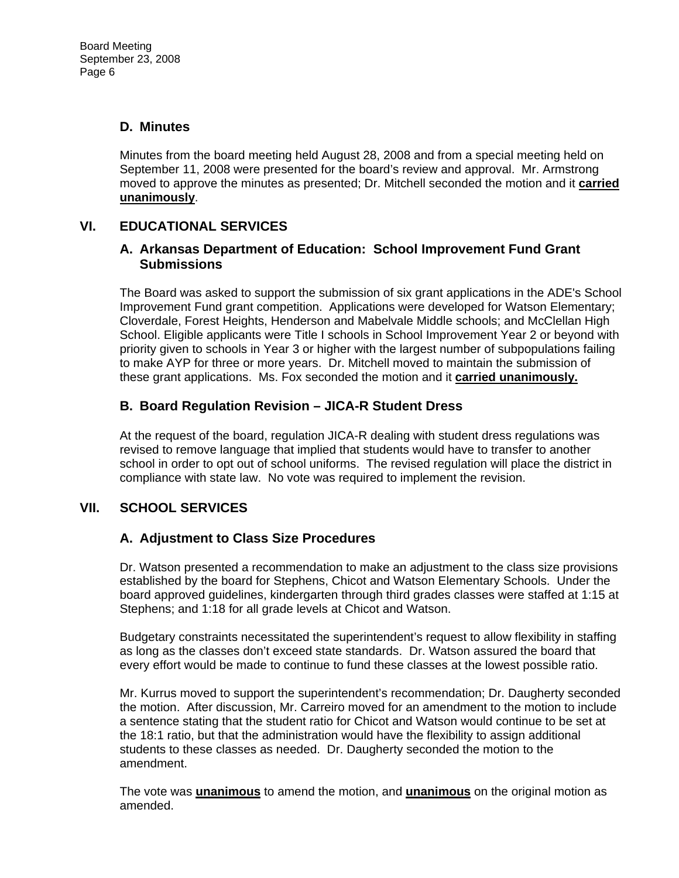### D. Minutes

Minutes from the board meeting held August 28, 2008 and from a special meeting held on September 11, 2008 were presented for the board's review and approval. Mr. Armstrong moved to approve the minutes as presented; Dr. Mitchell seconded the motion and it **carried unanimously**.

## VI. EDUCATIONAL SERVICES

### A. Arkansas Department of Education: School Improvement Fund Grant Submissions

The Board was asked to support the submission of six grant applications in the ADE's School Improvement Fund grant competition. Applications were developed for Watson Elementary; Cloverdale, Forest Heights, Henderson and Mabelvale Middle schools; and McClellan High School. Eligible applicants were Title I schools in School Improvement Year 2 or beyond with priority given to schools in Year 3 or higher with the largest number of subpopulations failing to make AYP for three or more years. Dr. Mitchell moved to maintain the submission of these grant applications. Ms. Fox seconded the motion and it **carried unanimously.**

### B. Board Regulation Revision – JICA-R Student Dress

At the request of the board, regulation JICA-R dealing with student dress regulations was revised to remove language that implied that students would have to transfer to another school in order to opt out of school uniforms. The revised regulation will place the district in compliance with state law. No vote was required to implement the revision.

## VII. SCHOOL SERVICES

### A. Adjustment to Class Size Procedures

Dr. Watson presented a recommendation to make an adjustment to the class size provisions established by the board for Stephens, Chicot and Watson Elementary Schools. Under the board approved guidelines, kindergarten through third grades classes were staffed at 1:15 at Stephens; and 1:18 for all grade levels at Chicot and Watson.

Budgetary constraints necessitated the superintendent's request to allow flexibility in staffing as long as the classes don't exceed state standards. Dr. Watson assured the board that every effort would be made to continue to fund these classes at the lowest possible ratio.

Mr. Kurrus moved to support the superintendent's recommendation; Dr. Daugherty seconded the motion. After discussion, Mr. Carreiro moved for an amendment to the motion to include a sentence stating that the student ratio for Chicot and Watson would continue to be set at the 18:1 ratio, but that the administration would have the flexibility to assign additional students to these classes as needed. Dr. Daugherty seconded the motion to the amendment.

The vote was **unanimous** to amend the motion, and **unanimous** on the original motion as amended.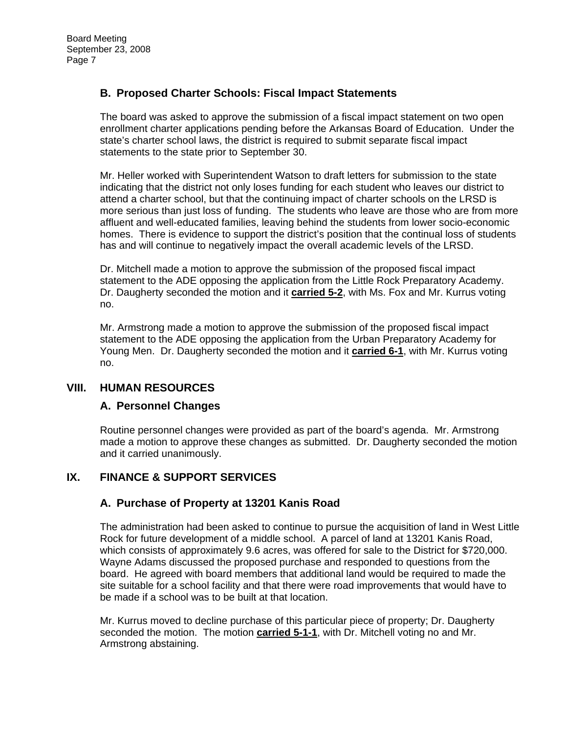### B. Proposed Charter Schools: Fiscal Impact Statements

The board was asked to approve the submission of a fiscal impact statement on two open enrollment charter applications pending before the Arkansas Board of Education. Under the state's charter school laws, the district is required to submit separate fiscal impact statements to the state prior to September 30.

Mr. Heller worked with Superintendent Watson to draft letters for submission to the state indicating that the district not only loses funding for each student who leaves our district to attend a charter school, but that the continuing impact of charter schools on the LRSD is more serious than just loss of funding. The students who leave are those who are from more affluent and well-educated families, leaving behind the students from lower socio-economic homes. There is evidence to support the district's position that the continual loss of students has and will continue to negatively impact the overall academic levels of the LRSD.

Dr. Mitchell made a motion to approve the submission of the proposed fiscal impact statement to the ADE opposing the application from the Little Rock Preparatory Academy. Dr. Daugherty seconded the motion and it **carried 5-2**, with Ms. Fox and Mr. Kurrus voting no.

Mr. Armstrong made a motion to approve the submission of the proposed fiscal impact statement to the ADE opposing the application from the Urban Preparatory Academy for Young Men. Dr. Daugherty seconded the motion and it **carried 6-1**, with Mr. Kurrus voting no.

## VIII. HUMAN RESOURCES

### A. Personnel Changes

Routine personnel changes were provided as part of the board's agenda. Mr. Armstrong made a motion to approve these changes as submitted. Dr. Daugherty seconded the motion and it carried unanimously.

## IX. FINANCE & SUPPORT SERVICES

### A. Purchase of Property at 13201 Kanis Road

The administration had been asked to continue to pursue the acquisition of land in West Little Rock for future development of a middle school. A parcel of land at 13201 Kanis Road, which consists of approximately 9.6 acres, was offered for sale to the District for $720,000. Wayne Adams discussed the proposed purchase and responded to questions from the board. He agreed with board members that additional land would be required to made the site suitable for a school facility and that there were road improvements that would have to be made if a school was to be built at that location.

Mr. Kurrus moved to decline purchase of this particular piece of property; Dr. Daugherty seconded the motion. The motion **carried 5-1-1**, with Dr. Mitchell voting no and Mr. Armstrong abstaining.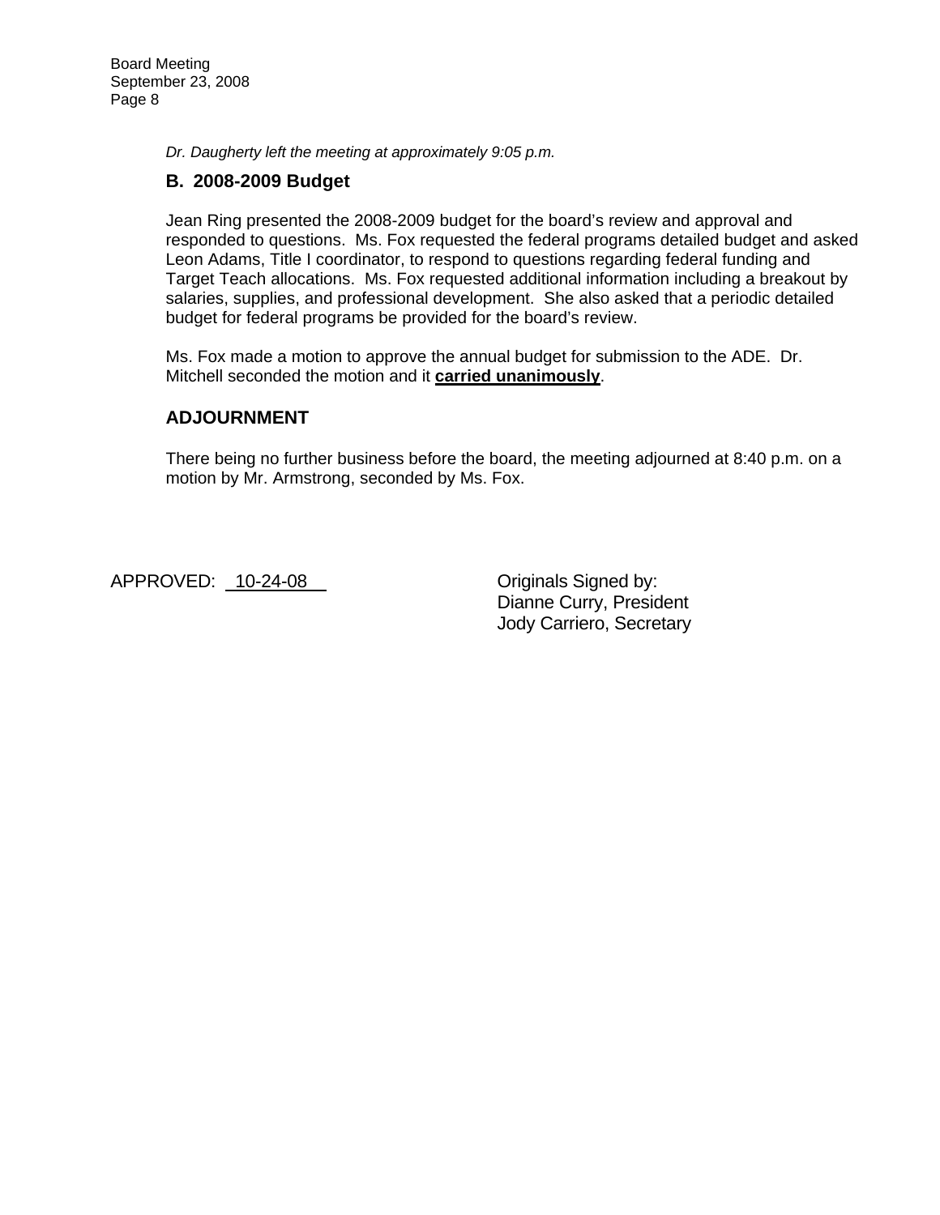*Dr. Daugherty left the meeting at approximately 9:05 p.m.*

### B. 2008-2009 Budget

Jean Ring presented the 2008-2009 budget for the board's review and approval and responded to questions. Ms. Fox requested the federal programs detailed budget and asked Leon Adams, Title I coordinator, to respond to questions regarding federal funding and Target Teach allocations. Ms. Fox requested additional information including a breakout by salaries, supplies, and professional development. She also asked that a periodic detailed budget for federal programs be provided for the board's review.

Ms. Fox made a motion to approve the annual budget for submission to the ADE. Dr. Mitchell seconded the motion and it **carried unanimously**.

## ADJOURNMENT

There being no further business before the board, the meeting adjourned at 8:40 p.m. on a motion by Mr. Armstrong, seconded by Ms. Fox.

APPROVED: 10-24-08

Originals Signed by:
Dianne Curry, President
Jody Carriero, Secretary